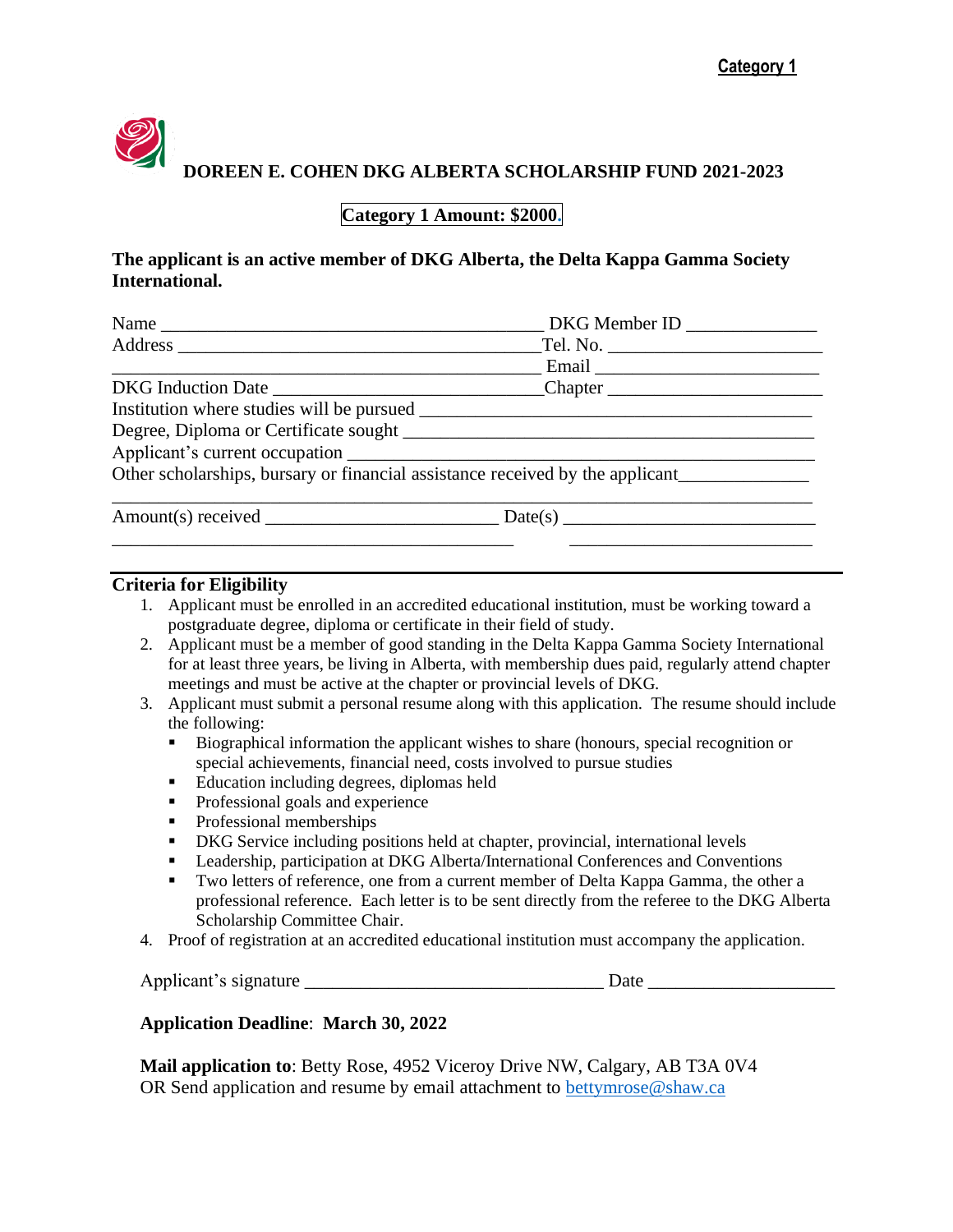**Category 1**

# DOREEN E. COHEN DKG ALBERTA SCHOLARSHIP FUND 2021-2023

**Category 1 Amount: $2000.**

**The applicant is an active member of DKG Alberta, the Delta Kappa Gamma Society International.**

Name ________________________________________ DKG Member ID _____________

Address ____________________________________Tel. No. ______________________

____________________________________________ Email _______________________

DKG Induction Date __________________________Chapter ______________________

Institution where studies will be pursued ________________________________________

Degree, Diploma or Certificate sought __________________________________________

Applicant's current occupation ________________________________________________

Other scholarships, bursary or financial assistance received by the applicant_____________

__________________________________________________________________________

Amount(s) received _______________________ Date(s) ________________________

__________________________________________ ________________________

## Criteria for Eligibility

1. Applicant must be enrolled in an accredited educational institution, must be working toward a postgraduate degree, diploma or certificate in their field of study.
2. Applicant must be a member of good standing in the Delta Kappa Gamma Society International for at least three years, be living in Alberta, with membership dues paid, regularly attend chapter meetings and must be active at the chapter or provincial levels of DKG.
3. Applicant must submit a personal resume along with this application. The resume should include the following:
   - Biographical information the applicant wishes to share (honours, special recognition or special achievements, financial need, costs involved to pursue studies
   - Education including degrees, diplomas held
   - Professional goals and experience
   - Professional memberships
   - DKG Service including positions held at chapter, provincial, international levels
   - Leadership, participation at DKG Alberta/International Conferences and Conventions
   - Two letters of reference, one from a current member of Delta Kappa Gamma, the other a professional reference. Each letter is to be sent directly from the referee to the DKG Alberta Scholarship Committee Chair.
4. Proof of registration at an accredited educational institution must accompany the application.

Applicant's signature _______________________________ Date ___________________

**Application Deadline**: **March 30, 2022**

**Mail application to**: Betty Rose, 4952 Viceroy Drive NW, Calgary, AB T3A 0V4
OR Send application and resume by email attachment to bettymrose@shaw.ca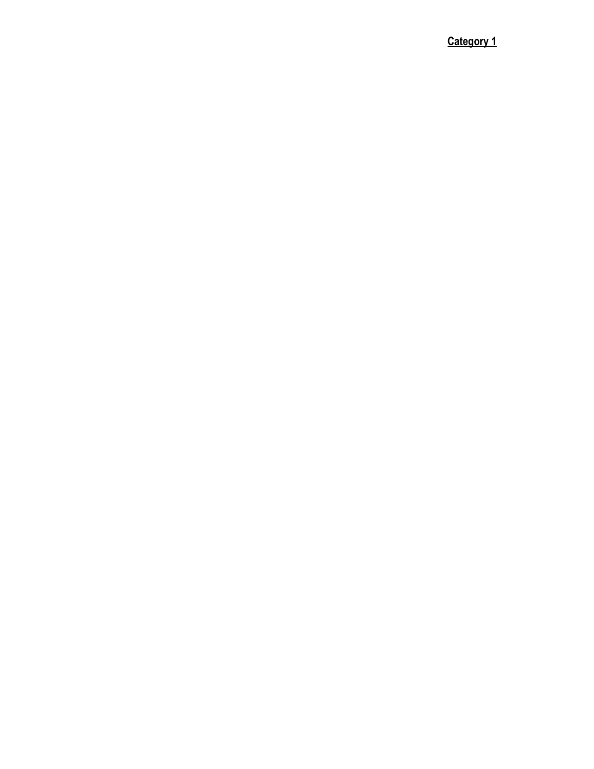**Category 1**